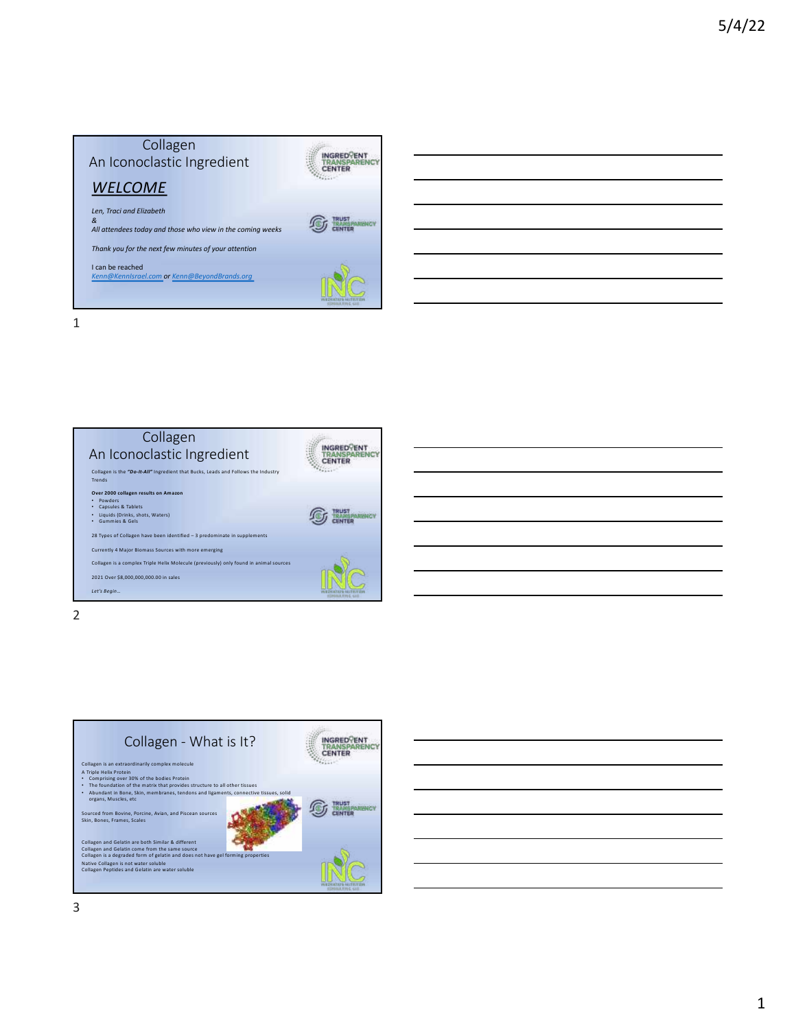# Collagen
## An Iconoclastic Ingredient

### *WELCOME*

*Len, Traci and Elizabeth*
*&*
*All attendees today and those who view in the coming weeks*

*Thank you for the next few minutes of your attention*

I can be reached
*Kenn@KennIsrael.com or Kenn@BeyondBrands.org*

INGREDIENT TRANSPARENCY CENTER

TRUST TRANSPARENCY CENTER

INC

---

# Collagen
## An Iconoclastic Ingredient

Collagen is the ***"Do-It-All"*** Ingredient that Bucks, Leads and Follows the Industry Trends

**Over 2000 collagen results on Amazon**

- Powders
- Capsules & Tablets
- Liquids (Drinks, shots, Waters)
- Gummies & Gels

28 Types of Collagen have been identified – 3 predominate in supplements

Currently 4 Major Biomass Sources with more emerging

Collagen is a complex Triple Helix Molecule (previously) only found in animal sources

2021 Over $8,000,000,000.00 in sales

*Let's Begin…*

INGREDIENT TRANSPARENCY CENTER

TRUST TRANSPARENCY CENTER

INC

---

# Collagen - What is It?

Collagen is an extraordinarily complex molecule

A Triple Helix Protein

- Comprising over 30% of the bodies Protein
- The foundation of the matrix that provides structure to all other tissues
- Abundant in Bone, Skin, membranes, tendons and ligaments, connective tissues, solid organs, Muscles, etc

Sourced from Bovine, Porcine, Avian, and Piscean sources
Skin, Bones, Frames, Scales

Collagen and Gelatin are both Similar & different
Collagen and Gelatin come from the same source
Collagen is a degraded form of gelatin and does not have gel forming properties

Native Collagen is not water soluble
Collagen Peptides and Gelatin are water soluble

INGREDIENT TRANSPARENCY CENTER

TRUST TRANSPARENCY CENTER

INC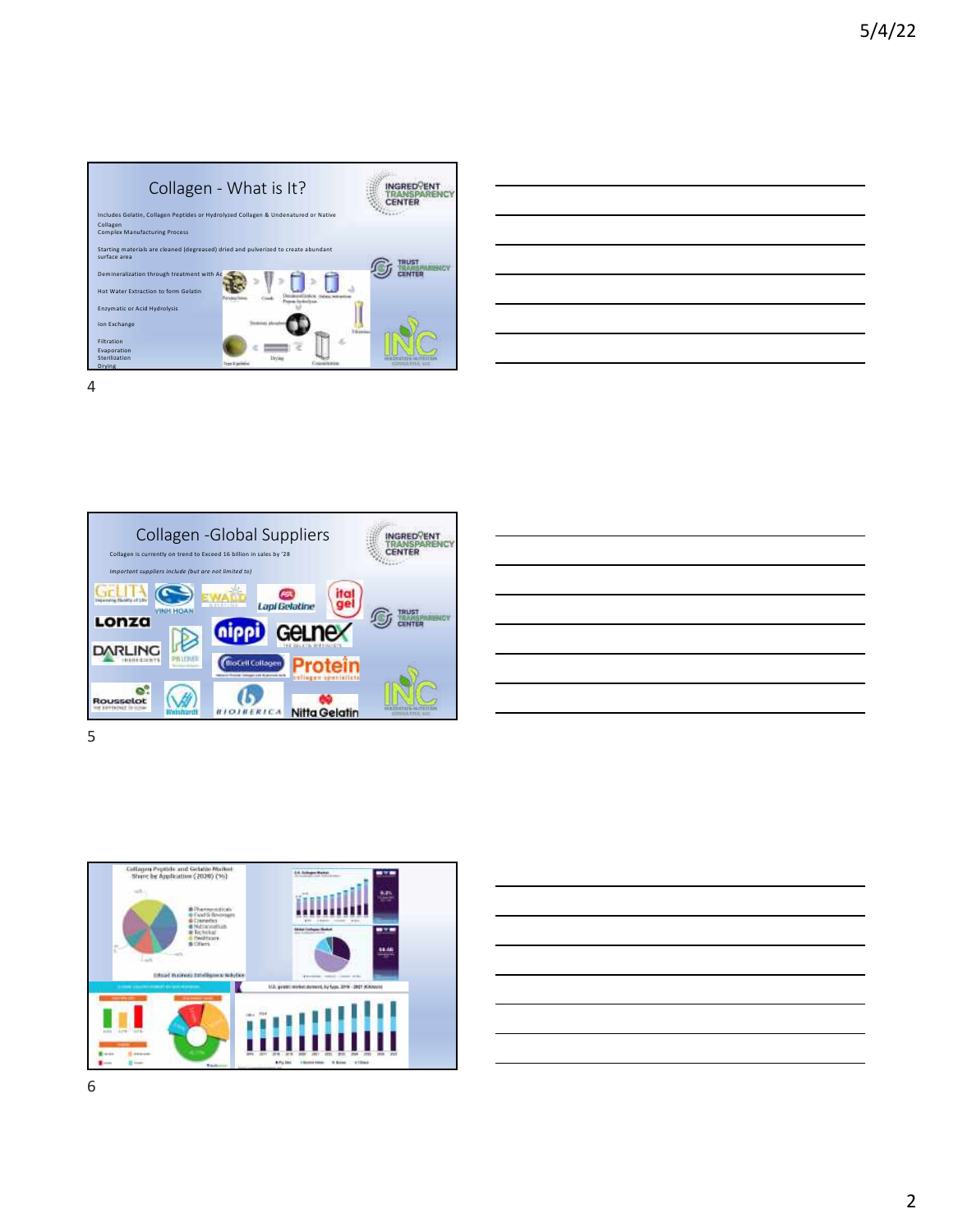## Collagen - What is It?

Includes Gelatin, Collagen Peptides or Hydrolyzed Collagen & Undenatured or Native Collagen

Complex Manufacturing Process

Starting materials are cleaned (degreased) dried and pulverized to create abundant surface area

Demineralization through treatment with Ac

Hot Water Extraction to form Gelatin

Enzymatic or Acid Hydrolysis

Ion Exchange

Filtration

Evaporation

Sterilization

Drying

## Collagen -Global Suppliers

Collagen is currently on trend to Exceed 16 billion in sales by '28

*Important suppliers include (but are not limited to)*

GELITA, VINH HOAN, EWALD, Lapi Gelatine, ital gel, Lonza, nippi, GELNEX, DARLING INGREDIENTS, PB LEINER, BioCell Collagen, Protein collagen specialists, Rousselot, Weishardt, BIOIBERICA, Nitta Gelatin

Collagen Peptide and Gelatin Market Share by Application (2020) (%)

- Pharmaceuticals
- Food & Beverages
- Cosmetics
- Nutraceuticals
- Technical
- Healthcare
- Others

U.S. gelatin market demand, by type, 2016 - 2027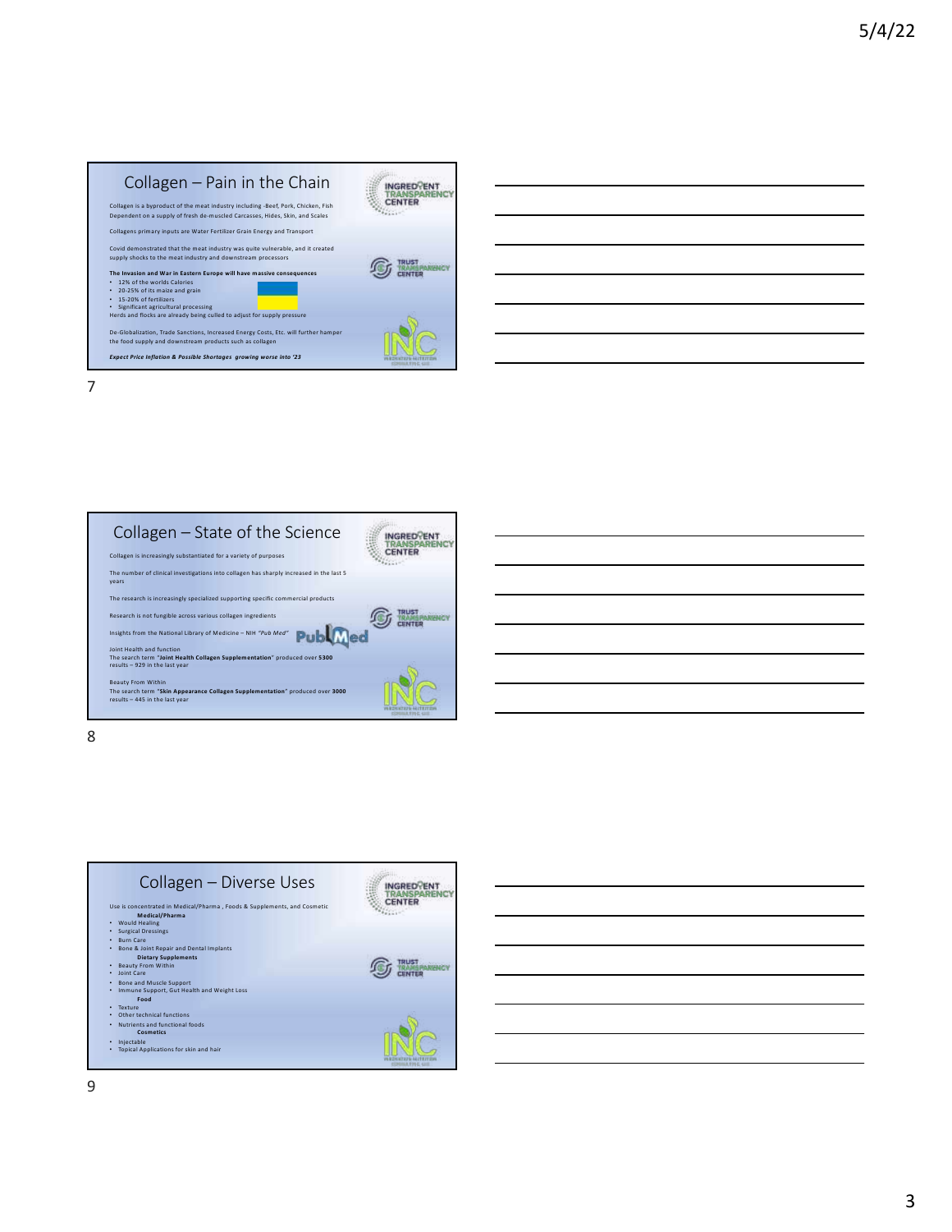## Collagen – Pain in the Chain

Collagen is a byproduct of the meat industry including -Beef, Pork, Chicken, Fish
Dependent on a supply of fresh de-muscled Carcasses, Hides, Skin, and Scales

Collagens primary inputs are Water Fertilizer Grain Energy and Transport

Covid demonstrated that the meat industry was quite vulnerable, and it created supply shocks to the meat industry and downstream processors

**The Invasion and War in Eastern Europe will have massive consequences**

- 12% of the worlds Calories
- 20-25% of its maize and grain
- 15-20% of fertilizers
- Significant agricultural processing

Herds and flocks are already being culled to adjust for supply pressure

De-Globalization, Trade Sanctions, Increased Energy Costs, Etc. will further hamper the food supply and downstream products such as collagen

***Expect Price Inflation & Possible Shortages growing worse into '23***

## Collagen – State of the Science

Collagen is increasingly substantiated for a variety of purposes

The number of clinical investigations into collagen has sharply increased in the last 5 years

The research is increasingly specialized supporting specific commercial products

Research is not fungible across various collagen ingredients

Insights from the National Library of Medicine – NIH *"Pub Med"*

Joint Health and function
The search term "**Joint Health Collagen Supplementation**" produced over **5300** results – 929 in the last year

Beauty From Within
The search term "**Skin Appearance Collagen Supplementation**" produced over **3000** results – 445 in the last year

## Collagen – Diverse Uses

Use is concentrated in Medical/Pharma , Foods & Supplements, and Cosmetic

**Medical/Pharma**

- Would Healing
- Surgical Dressings
- Burn Care
- Bone & Joint Repair and Dental Implants

**Dietary Supplements**

- Beauty From Within
- Joint Care
- Bone and Muscle Support
- Immune Support, Gut Health and Weight Loss

**Food**

- Texture
- Other technical functions
- Nutrients and functional foods

**Cosmetics**

- Injectable
- Topical Applications for skin and hair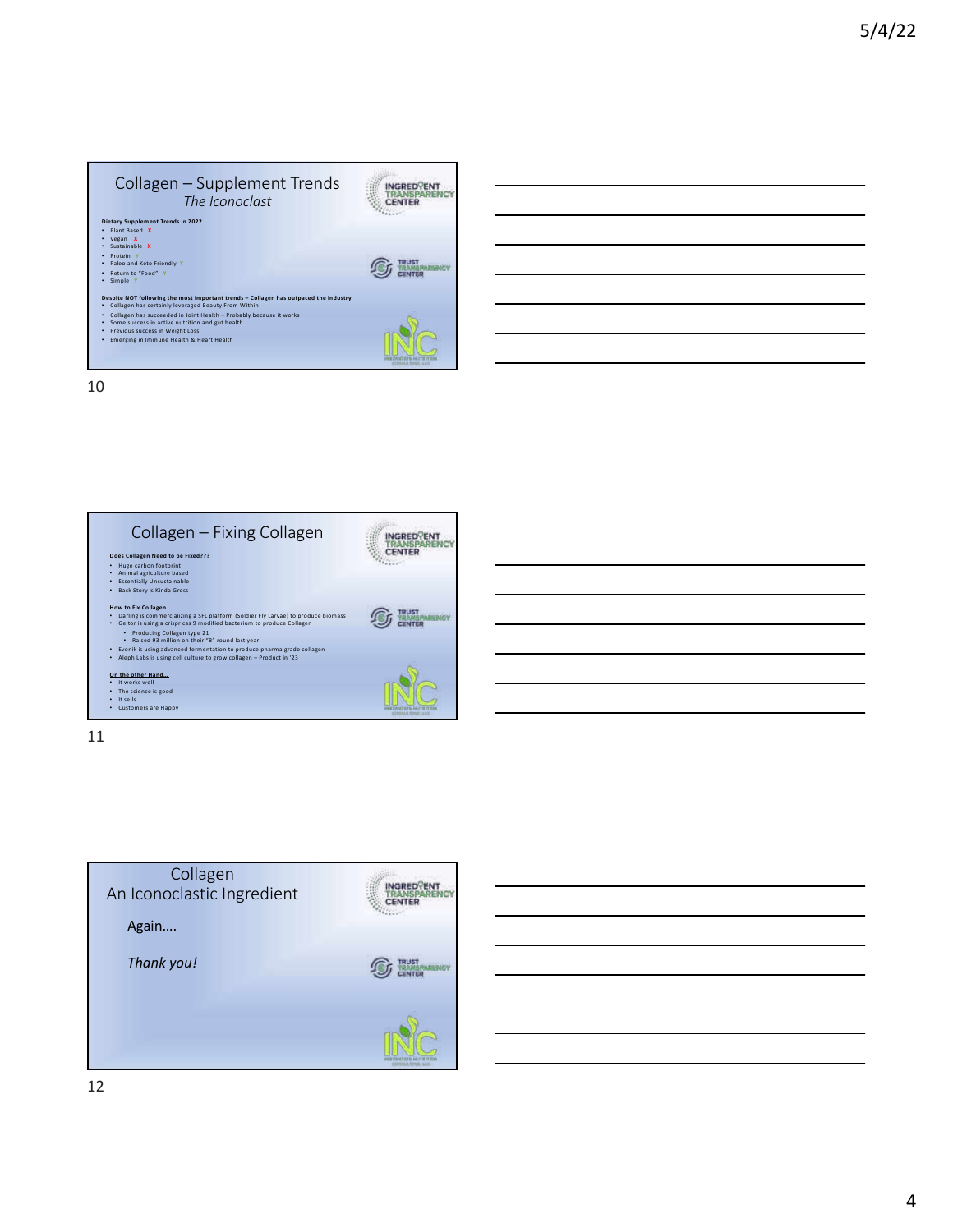## Collagen – Supplement Trends

*The Iconoclast*

**Dietary Supplement Trends in 2022**

- Plant Based X
- Vegan X
- Sustainable X
- Protein Y
- Paleo and Keto Friendly Y
- Return to "Food" Y
- Simple Y

**Despite NOT following the most important trends – Collagen has outpaced the industry**

- Collagen has certainly leveraged Beauty From Within
- Collagen has succeeded in Joint Health – Probably because it works
- Some success in active nutrition and gut health
- Previous success in Weight Loss
- Emerging in Immune Health & Heart Health

## Collagen – Fixing Collagen

**Does Collagen Need to be Fixed???**

- Huge carbon footprint
- Animal agriculture based
- Essentially Unsustainable
- Back Story is Kinda Gross

**How to Fix Collagen**

- Darling is commercializing a SFL platform (Soldier Fly Larvae) to produce biomass
- Geltor is using a crispr cas 9 modified bacterium to produce Collagen
  - Producing Collagen type 21
  - Raised 93 million on their "B" round last year
- Evonik is using advanced fermentation to produce pharma grade collagen
- Aleph Labs is using cell culture to grow collagen – Product in '23

**On the other Hand…**

- It works well
- The science is good
- It sells
- Customers are Happy

## Collagen An Iconoclastic Ingredient

Again….

*Thank you!*